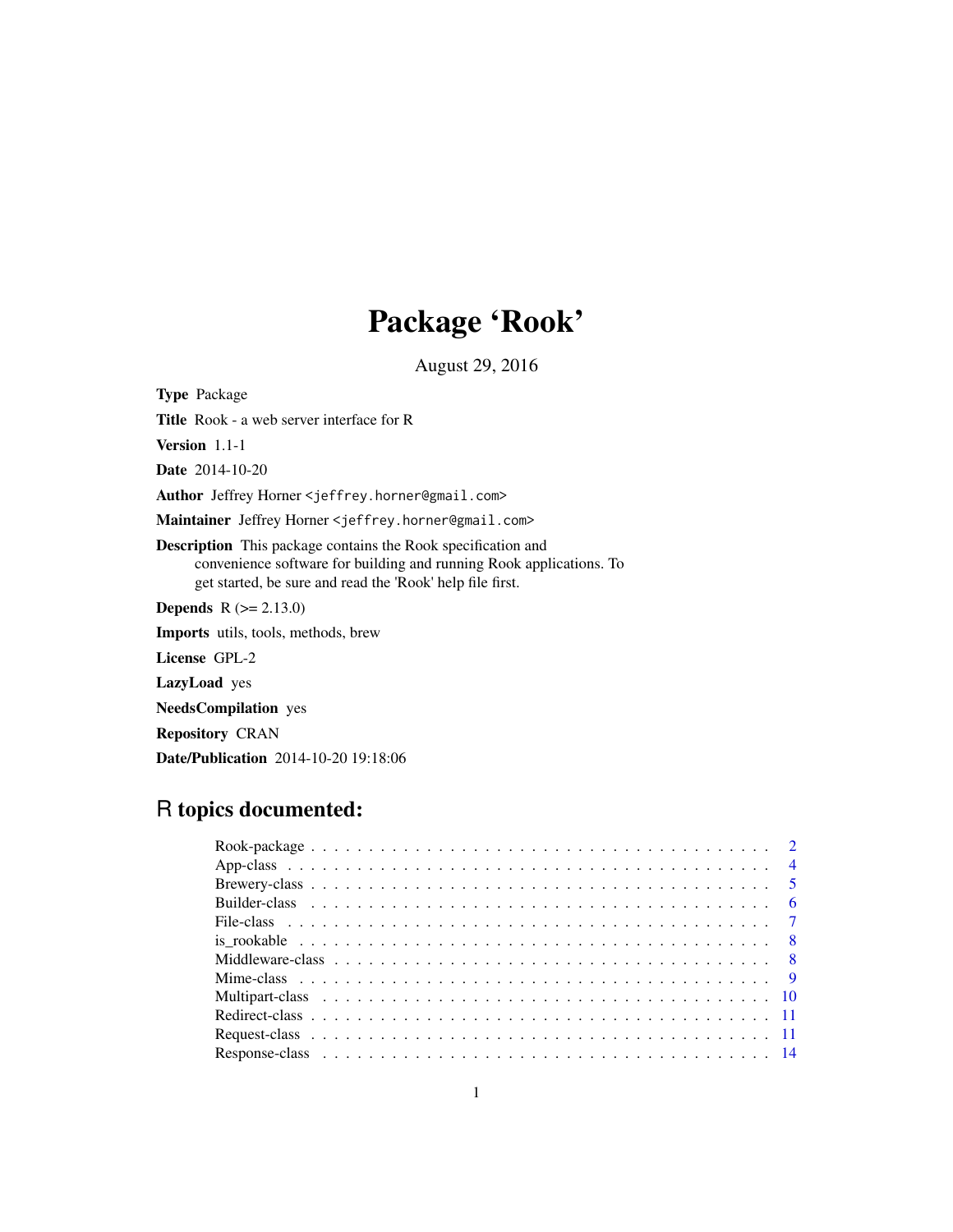# Package 'Rook'

August 29, 2016

**Type** Package

**Title** Rook - a web server interface for R

**Version** 1.1-1

**Date** 2014-10-20

**Author** Jeffrey Horner <jeffrey.horner@gmail.com>

**Maintainer** Jeffrey Horner <jeffrey.horner@gmail.com>

**Description** This package contains the Rook specification and convenience software for building and running Rook applications. To get started, be sure and read the 'Rook' help file first.

**Depends** R (>= 2.13.0)

**Imports** utils, tools, methods, brew

**License** GPL-2

**LazyLoad** yes

**NeedsCompilation** yes

**Repository** CRAN

**Date/Publication** 2014-10-20 19:18:06

## R topics documented:

- Rook-package . . . . . . . . . . . . . . . . . . . . . . . . . . . . . . . . . . . . . . 2
- App-class . . . . . . . . . . . . . . . . . . . . . . . . . . . . . . . . . . . . . . . . 4
- Brewery-class . . . . . . . . . . . . . . . . . . . . . . . . . . . . . . . . . . . . . . 5
- Builder-class . . . . . . . . . . . . . . . . . . . . . . . . . . . . . . . . . . . . . . 6
- File-class . . . . . . . . . . . . . . . . . . . . . . . . . . . . . . . . . . . . . . . . 7
- is_rookable . . . . . . . . . . . . . . . . . . . . . . . . . . . . . . . . . . . . . . 8
- Middleware-class . . . . . . . . . . . . . . . . . . . . . . . . . . . . . . . . . . . . 8
- Mime-class . . . . . . . . . . . . . . . . . . . . . . . . . . . . . . . . . . . . . . . 9
- Multipart-class . . . . . . . . . . . . . . . . . . . . . . . . . . . . . . . . . . . . . 10
- Redirect-class . . . . . . . . . . . . . . . . . . . . . . . . . . . . . . . . . . . . . . 11
- Request-class . . . . . . . . . . . . . . . . . . . . . . . . . . . . . . . . . . . . . . 11
- Response-class . . . . . . . . . . . . . . . . . . . . . . . . . . . . . . . . . . . . . 14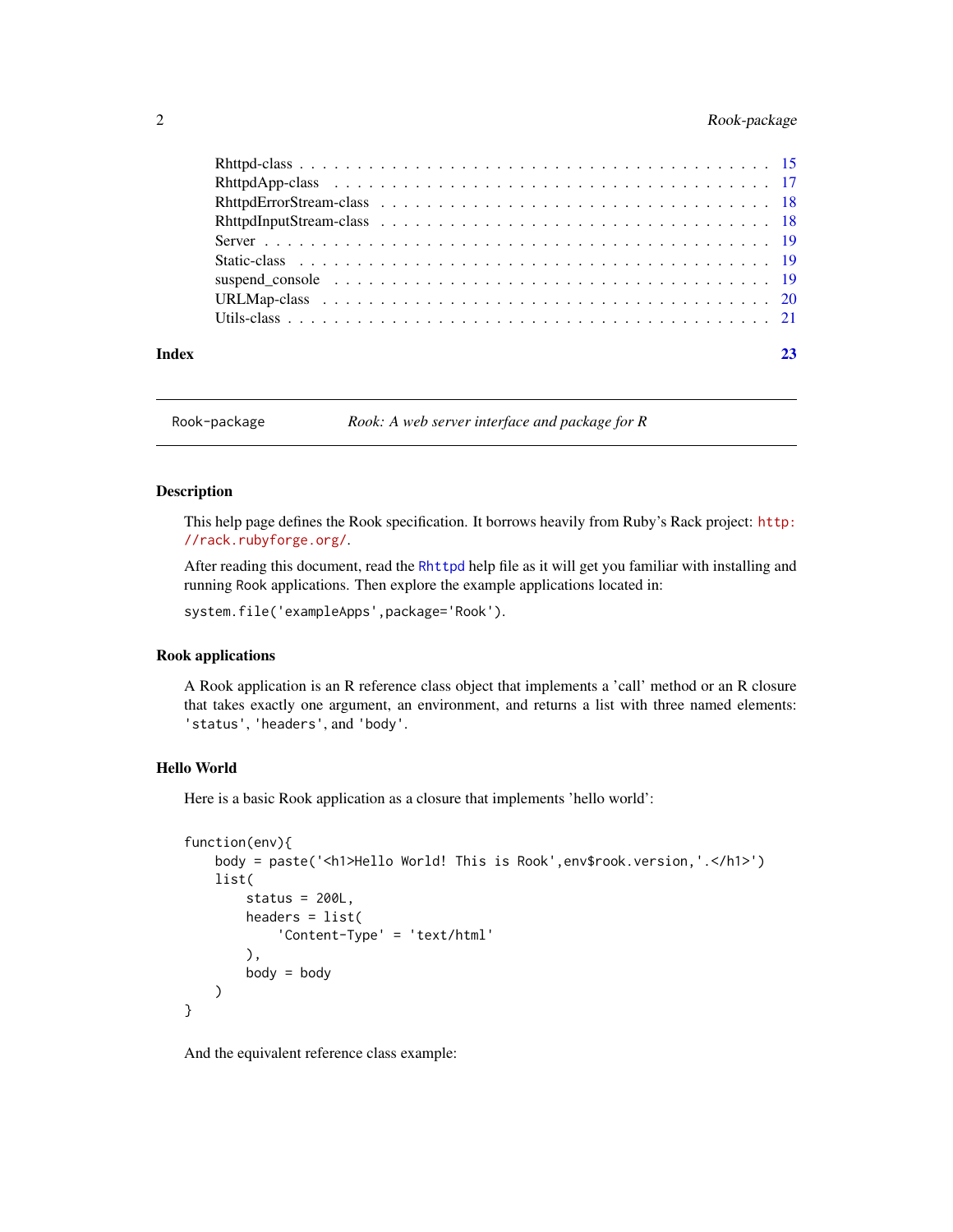| | |
|---|---|
| Rhttpd-class | 15 |
| RhttpdApp-class | 17 |
| RhttpdErrorStream-class | 18 |
| RhttpdInputStream-class | 18 |
| Server | 19 |
| Static-class | 19 |
| suspend_console | 19 |
| URLMap-class | 20 |
| Utils-class | 21 |

**Index** **23**

---

Rook-package *Rook: A web server interface and package for R*

---

### Description

This help page defines the Rook specification. It borrows heavily from Ruby's Rack project: http://rack.rubyforge.org/.

After reading this document, read the Rhttpd help file as it will get you familiar with installing and running Rook applications. Then explore the example applications located in:

`system.file('exampleApps',package='Rook')`.

### Rook applications

A Rook application is an R reference class object that implements a 'call' method or an R closure that takes exactly one argument, an environment, and returns a list with three named elements: `'status'`, `'headers'`, and `'body'`.

### Hello World

Here is a basic Rook application as a closure that implements 'hello world':

```
function(env){
    body = paste('<h1>Hello World! This is Rook',env$rook.version,'.</h1>')
    list(
        status = 200L,
        headers = list(
            'Content-Type' = 'text/html'
        ),
        body = body
    )
}
```

And the equivalent reference class example: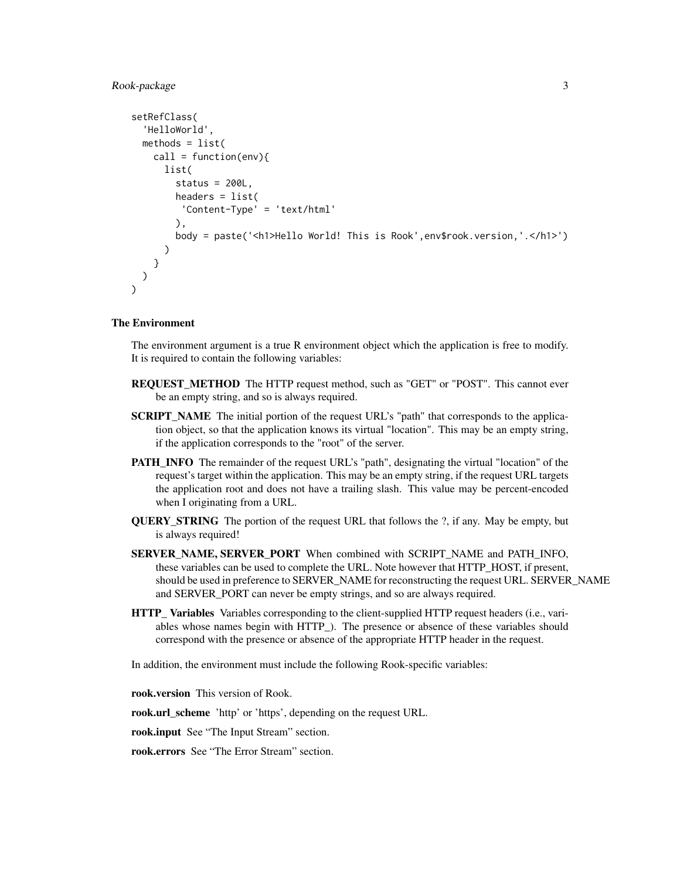```
setRefClass(
  'HelloWorld',
  methods = list(
    call = function(env){
      list(
        status = 200L,
        headers = list(
          'Content-Type' = 'text/html'
        ),
        body = paste('<h1>Hello World! This is Rook',env$rook.version,'.</h1>')
      )
    }
  )
)
```

### The Environment

The environment argument is a true R environment object which the application is free to modify. It is required to contain the following variables:

**REQUEST_METHOD** The HTTP request method, such as "GET" or "POST". This cannot ever be an empty string, and so is always required.

**SCRIPT_NAME** The initial portion of the request URL's "path" that corresponds to the application object, so that the application knows its virtual "location". This may be an empty string, if the application corresponds to the "root" of the server.

**PATH_INFO** The remainder of the request URL's "path", designating the virtual "location" of the request's target within the application. This may be an empty string, if the request URL targets the application root and does not have a trailing slash. This value may be percent-encoded when I originating from a URL.

**QUERY_STRING** The portion of the request URL that follows the ?, if any. May be empty, but is always required!

**SERVER_NAME, SERVER_PORT** When combined with SCRIPT_NAME and PATH_INFO, these variables can be used to complete the URL. Note however that HTTP_HOST, if present, should be used in preference to SERVER_NAME for reconstructing the request URL. SERVER_NAME and SERVER_PORT can never be empty strings, and so are always required.

**HTTP_ Variables** Variables corresponding to the client-supplied HTTP request headers (i.e., variables whose names begin with HTTP_). The presence or absence of these variables should correspond with the presence or absence of the appropriate HTTP header in the request.

In addition, the environment must include the following Rook-specific variables:

**rook.version** This version of Rook.

**rook.url_scheme** 'http' or 'https', depending on the request URL.

**rook.input** See "The Input Stream" section.

**rook.errors** See "The Error Stream" section.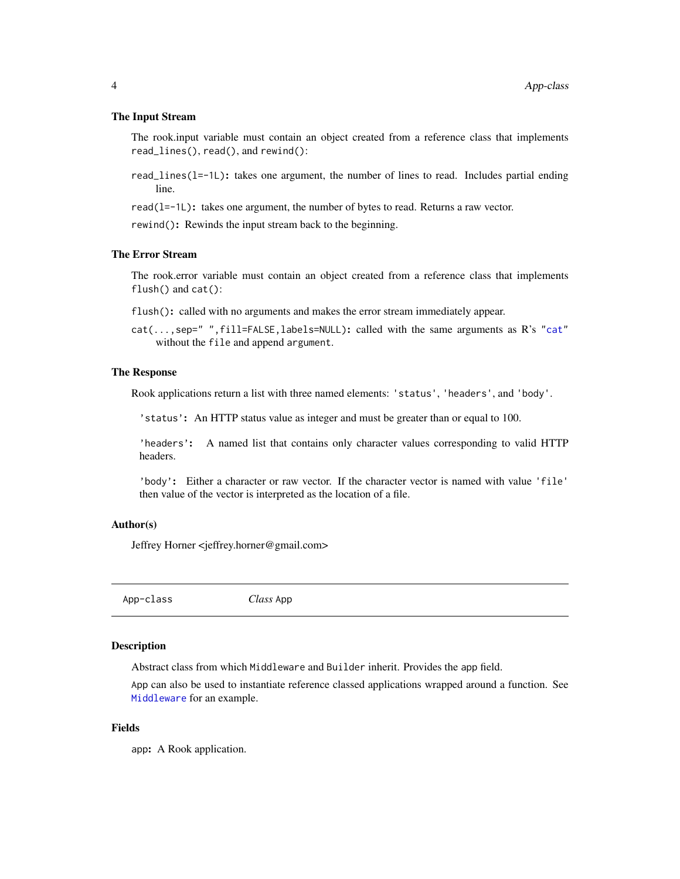### The Input Stream

The rook.input variable must contain an object created from a reference class that implements `read_lines()`, `read()`, and `rewind()`:

**`read_lines(l=-1L)`:** takes one argument, the number of lines to read. Includes partial ending line.

**`read(l=-1L)`:** takes one argument, the number of bytes to read. Returns a raw vector.

**`rewind()`:** Rewinds the input stream back to the beginning.

### The Error Stream

The rook.error variable must contain an object created from a reference class that implements `flush()` and `cat()`:

**`flush()`:** called with no arguments and makes the error stream immediately appear.

**`cat(...,sep=" ",fill=FALSE,labels=NULL)`:** called with the same arguments as R's "`cat`" without the `file` and append `argument`.

### The Response

Rook applications return a list with three named elements: `'status'`, `'headers'`, and `'body'`.

**`'status'`:** An HTTP status value as integer and must be greater than or equal to 100.

**`'headers'`:** A named list that contains only character values corresponding to valid HTTP headers.

**`'body'`:** Either a character or raw vector. If the character vector is named with value `'file'` then value of the vector is interpreted as the location of a file.

### Author(s)

Jeffrey Horner <jeffrey.horner@gmail.com>

---

## App-class — *Class* `App`

---

### Description

Abstract class from which `Middleware` and `Builder` inherit. Provides the `app` field.

`App` can also be used to instantiate reference classed applications wrapped around a function. See `Middleware` for an example.

### Fields

**`app`:** A Rook application.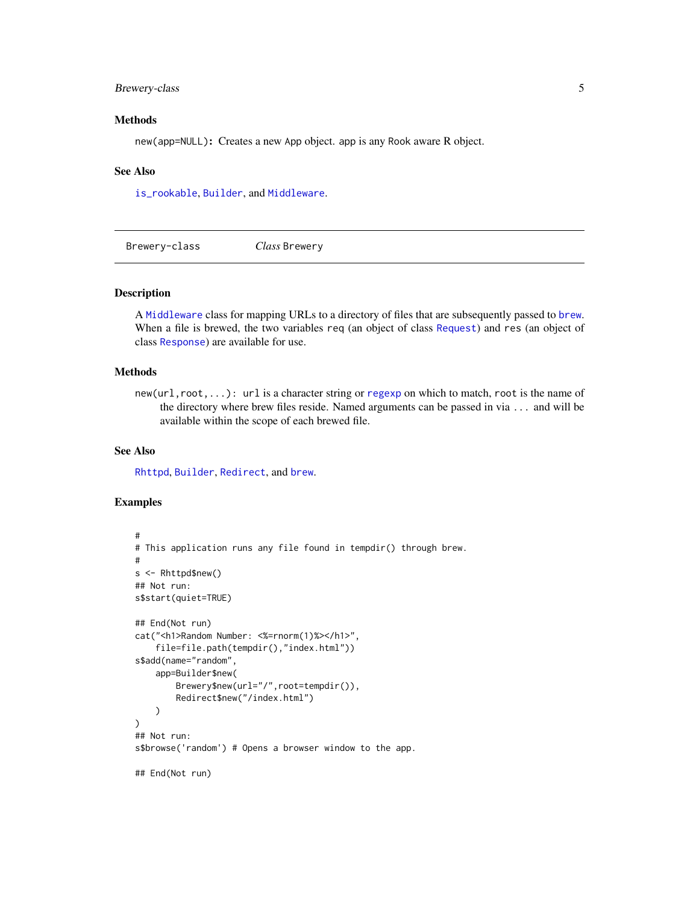### Methods

`new(app=NULL)`: Creates a new `App` object. `app` is any `Rook` aware R object.

### See Also

`is_rookable`, `Builder`, and `Middleware`.

---

## Brewery-class — *Class* `Brewery`

---

### Description

A `Middleware` class for mapping URLs to a directory of files that are subsequently passed to `brew`. When a file is brewed, the two variables `req` (an object of class `Request`) and `res` (an object of class `Response`) are available for use.

### Methods

`new(url,root,...)`: `url` is a character string or `regexp` on which to match, `root` is the name of the directory where brew files reside. Named arguments can be passed in via `...` and will be available within the scope of each brewed file.

### See Also

`Rhttpd`, `Builder`, `Redirect`, and `brew`.

### Examples

```
#
# This application runs any file found in tempdir() through brew.
#
s <- Rhttpd$new()
## Not run:
s$start(quiet=TRUE)

## End(Not run)
cat("<h1>Random Number: <%=rnorm(1)%></h1>",
    file=file.path(tempdir(),"index.html"))
s$add(name="random",
    app=Builder$new(
        Brewery$new(url="/",root=tempdir()),
        Redirect$new("/index.html")
    )
)
## Not run:
s$browse('random') # Opens a browser window to the app.

## End(Not run)
```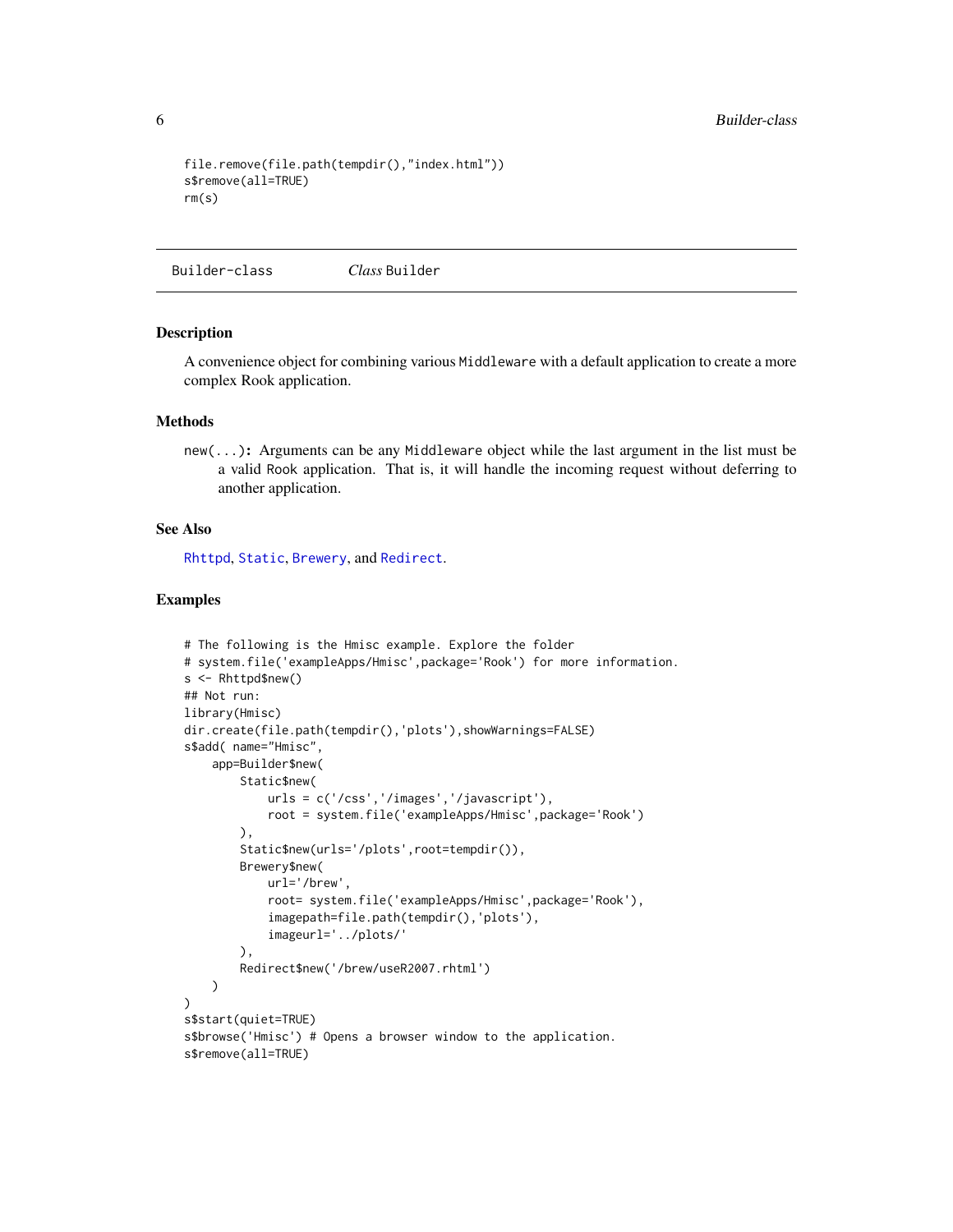```
file.remove(file.path(tempdir(),"index.html"))
s$remove(all=TRUE)
rm(s)
```

---

## Builder-class &nbsp;&nbsp;&nbsp;&nbsp; *Class* Builder

---

### Description

A convenience object for combining various `Middleware` with a default application to create a more complex Rook application.

### Methods

**`new(...)`:** Arguments can be any `Middleware` object while the last argument in the list must be a valid Rook application. That is, it will handle the incoming request without deferring to another application.

### See Also

`Rhttpd`, `Static`, `Brewery`, and `Redirect`.

### Examples

```
# The following is the Hmisc example. Explore the folder
# system.file('exampleApps/Hmisc',package='Rook') for more information.
s <- Rhttpd$new()
## Not run:
library(Hmisc)
dir.create(file.path(tempdir(),'plots'),showWarnings=FALSE)
s$add( name="Hmisc",
    app=Builder$new(
        Static$new(
            urls = c('/css','/images','/javascript'),
            root = system.file('exampleApps/Hmisc',package='Rook')
        ),
        Static$new(urls='/plots',root=tempdir()),
        Brewery$new(
            url='/brew',
            root= system.file('exampleApps/Hmisc',package='Rook'),
            imagepath=file.path(tempdir(),'plots'),
            imageurl='../plots/'
        ),
        Redirect$new('/brew/useR2007.rhtml')
    )
)
s$start(quiet=TRUE)
s$browse('Hmisc') # Opens a browser window to the application.
s$remove(all=TRUE)
```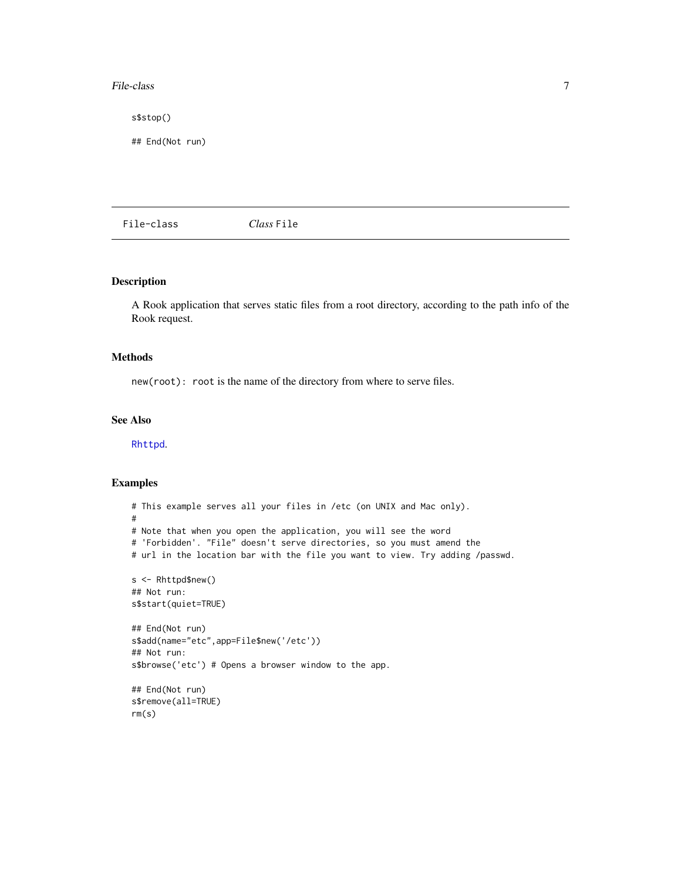```
s$stop()

## End(Not run)
```

## File-class — *Class* `File`

### Description

A Rook application that serves static files from a root directory, according to the path info of the Rook request.

### Methods

`new(root)`: `root` is the name of the directory from where to serve files.

### See Also

`Rhttpd`.

### Examples

```
# This example serves all your files in /etc (on UNIX and Mac only).
#
# Note that when you open the application, you will see the word
# 'Forbidden'. "File" doesn't serve directories, so you must amend the
# url in the location bar with the file you want to view. Try adding /passwd.

s <- Rhttpd$new()
## Not run:
s$start(quiet=TRUE)

## End(Not run)
s$add(name="etc",app=File$new('/etc'))
## Not run:
s$browse('etc') # Opens a browser window to the app.

## End(Not run)
s$remove(all=TRUE)
rm(s)
```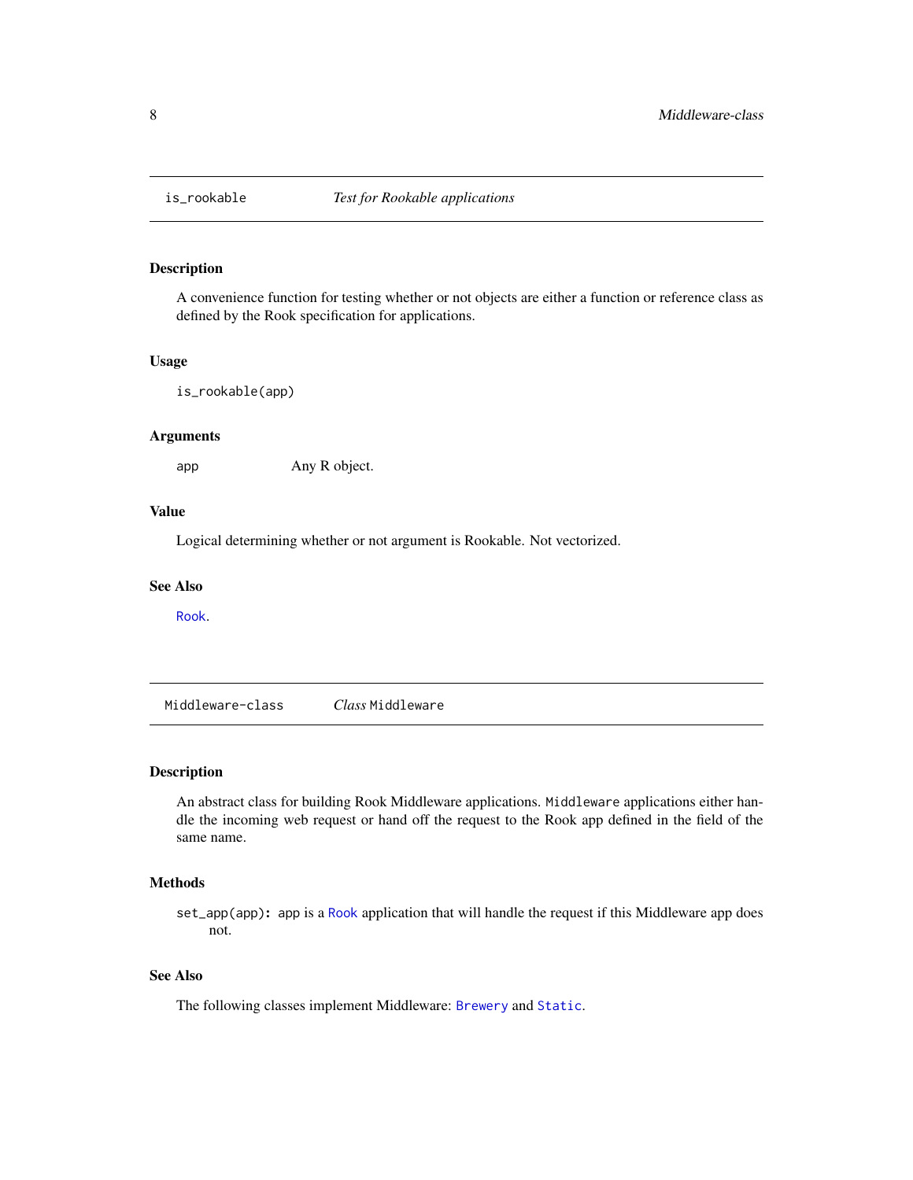## is_rookable — *Test for Rookable applications*

### Description

A convenience function for testing whether or not objects are either a function or reference class as defined by the Rook specification for applications.

### Usage

```
is_rookable(app)
```

### Arguments

| | |
|---|---|
| `app` | Any R object. |

### Value

Logical determining whether or not argument is Rookable. Not vectorized.

### See Also

`Rook`.

## Middleware-class — *Class* `Middleware`

### Description

An abstract class for building Rook Middleware applications. `Middleware` applications either handle the incoming web request or hand off the request to the Rook app defined in the field of the same name.

### Methods

**`set_app(app)`:** `app` is a `Rook` application that will handle the request if this Middleware app does not.

### See Also

The following classes implement Middleware: `Brewery` and `Static`.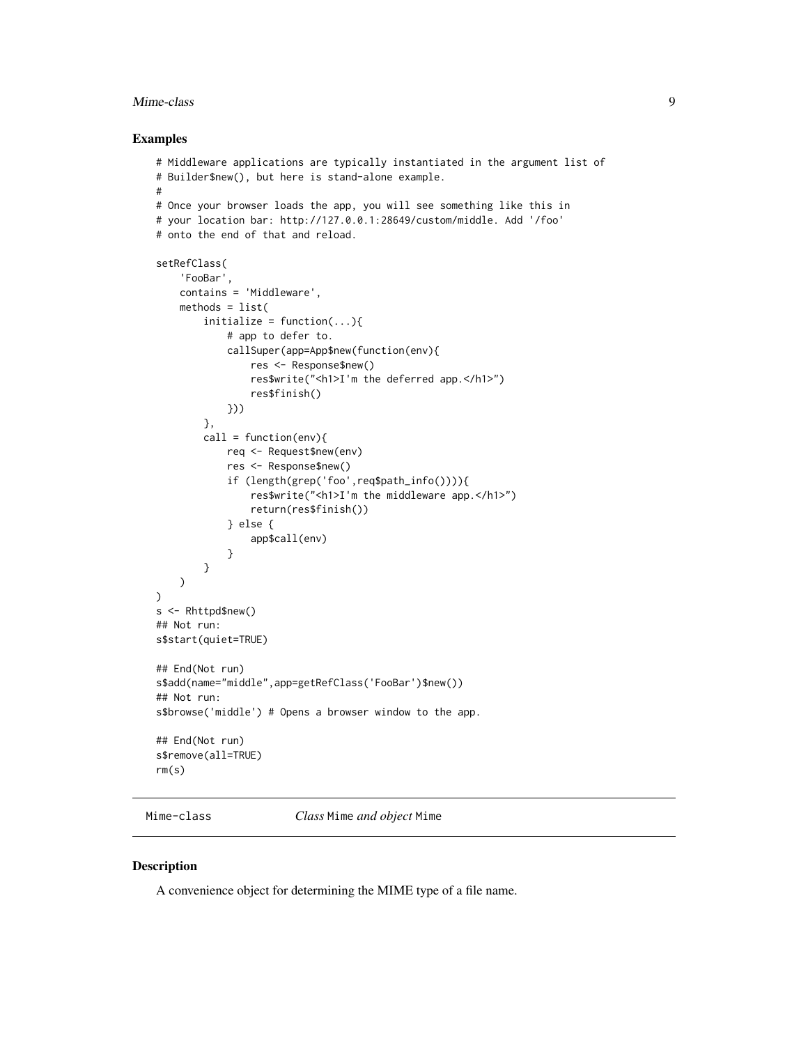## Examples

```
# Middleware applications are typically instantiated in the argument list of
# Builder$new(), but here is stand-alone example.
#
# Once your browser loads the app, you will see something like this in
# your location bar: http://127.0.0.1:28649/custom/middle. Add '/foo'
# onto the end of that and reload.

setRefClass(
    'FooBar',
    contains = 'Middleware',
    methods = list(
        initialize = function(...){
            # app to defer to.
            callSuper(app=App$new(function(env){
                res <- Response$new()
                res$write("<h1>I'm the deferred app.</h1>")
                res$finish()
            }))
        },
        call = function(env){
            req <- Request$new(env)
            res <- Response$new()
            if (length(grep('foo',req$path_info()))){
                res$write("<h1>I'm the middleware app.</h1>")
                return(res$finish())
            } else {
                app$call(env)
            }
        }
    )
)
s <- Rhttpd$new()
## Not run:
s$start(quiet=TRUE)

## End(Not run)
s$add(name="middle",app=getRefClass('FooBar')$new())
## Not run:
s$browse('middle') # Opens a browser window to the app.

## End(Not run)
s$remove(all=TRUE)
rm(s)
```

---

Mime-class *Class* Mime *and object* Mime

## Description

A convenience object for determining the MIME type of a file name.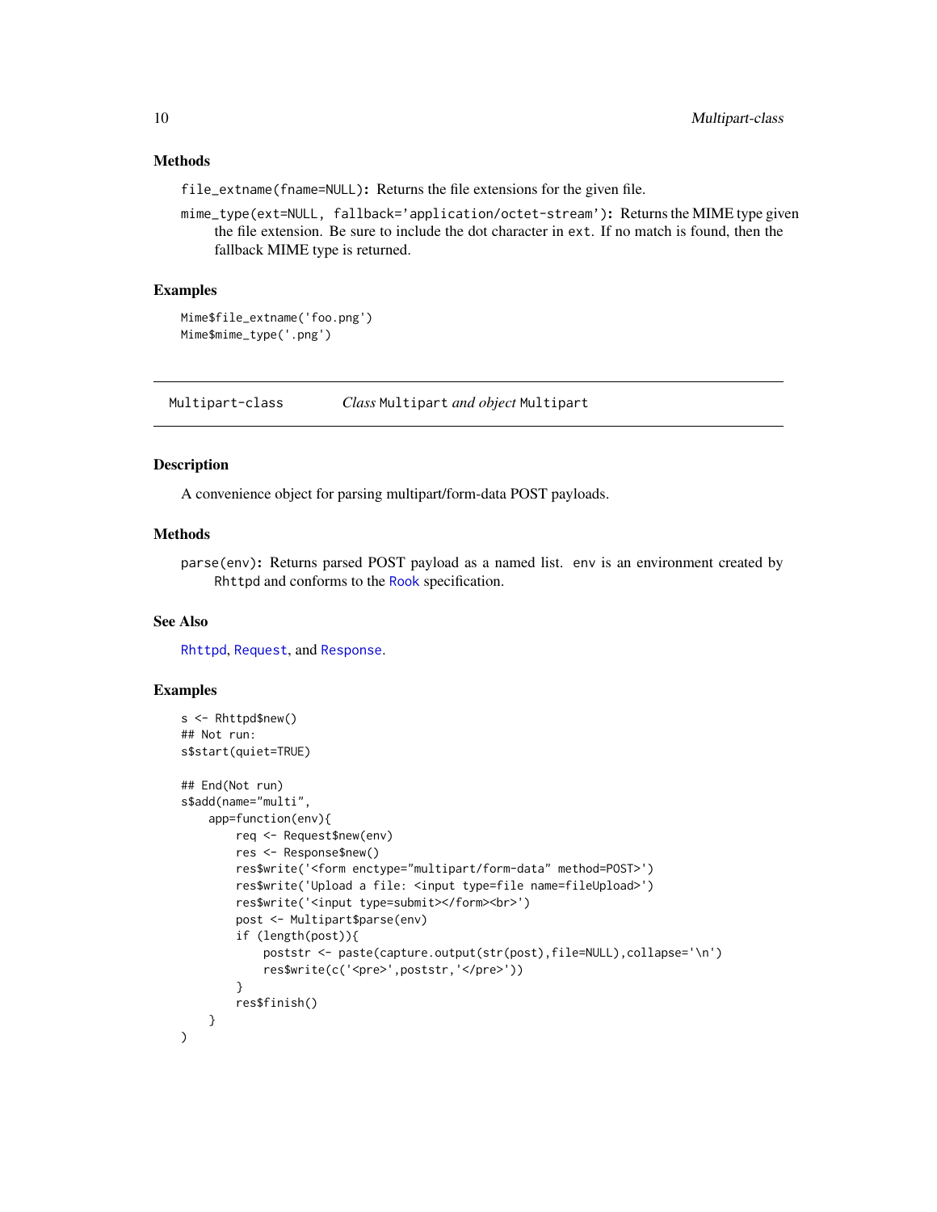### Methods

`file_extname(fname=NULL)`**:** Returns the file extensions for the given file.

`mime_type(ext=NULL, fallback='application/octet-stream')`**:** Returns the MIME type given the file extension. Be sure to include the dot character in `ext`. If no match is found, then the fallback MIME type is returned.

### Examples

```
Mime$file_extname('foo.png')
Mime$mime_type('.png')
```

---

## Multipart-class — *Class* `Multipart` *and object* `Multipart`

---

### Description

A convenience object for parsing multipart/form-data POST payloads.

### Methods

`parse(env)`**:** Returns parsed POST payload as a named list. `env` is an environment created by `Rhttpd` and conforms to the `Rook` specification.

### See Also

`Rhttpd`, `Request`, and `Response`.

### Examples

```
s <- Rhttpd$new()
## Not run:
s$start(quiet=TRUE)

## End(Not run)
s$add(name="multi",
    app=function(env){
        req <- Request$new(env)
        res <- Response$new()
        res$write('<form enctype="multipart/form-data" method=POST>')
        res$write('Upload a file: <input type=file name=fileUpload>')
        res$write('<input type=submit></form><br>')
        post <- Multipart$parse(env)
        if (length(post)){
            poststr <- paste(capture.output(str(post),file=NULL),collapse='\n')
            res$write(c('<pre>',poststr,'</pre>'))
        }
        res$finish()
    }
)
```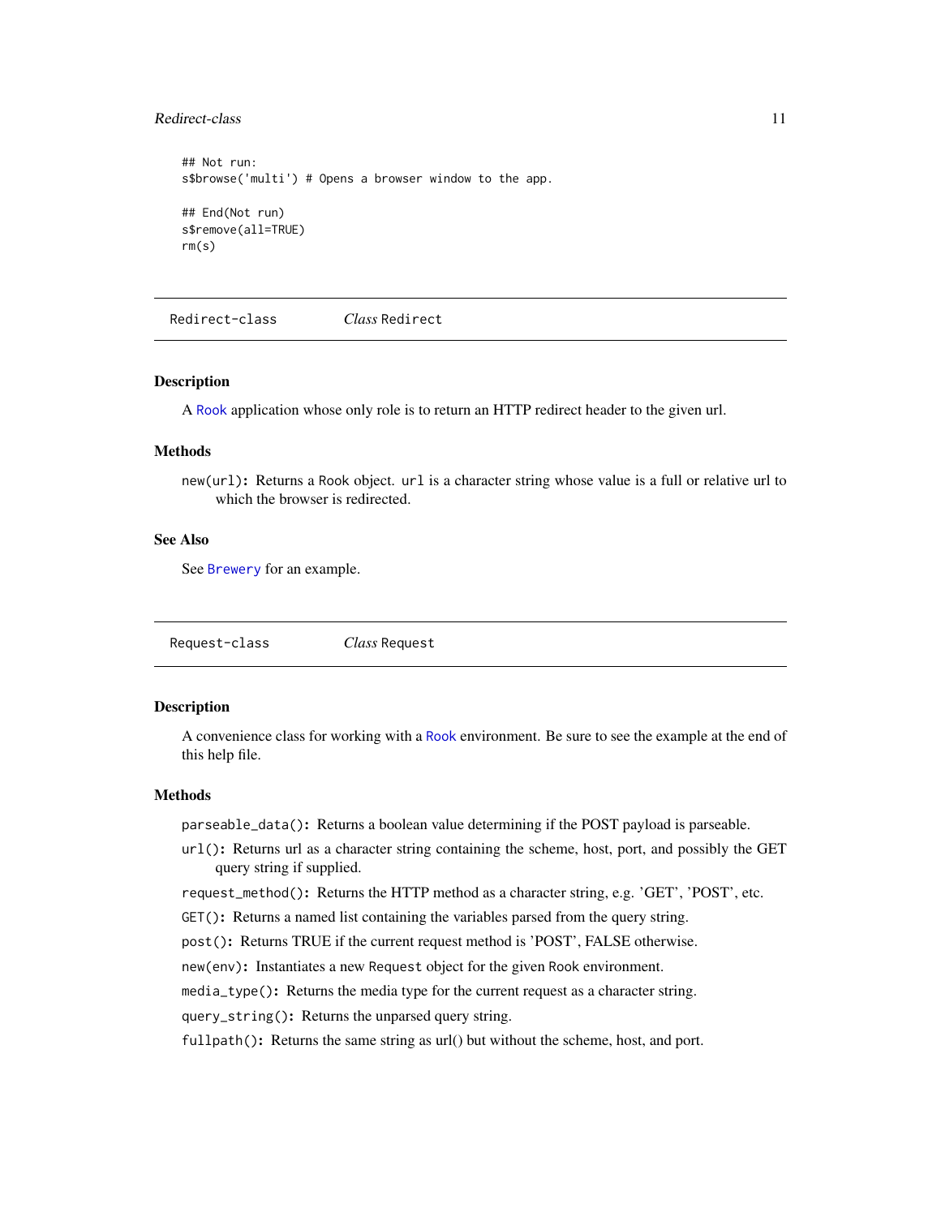```
## Not run:
s$browse('multi') # Opens a browser window to the app.

## End(Not run)
s$remove(all=TRUE)
rm(s)
```

---

Redirect-class &nbsp;&nbsp;&nbsp;&nbsp; *Class* Redirect

---

### Description

A Rook application whose only role is to return an HTTP redirect header to the given url.

### Methods

`new(url)`**:** Returns a Rook object. `url` is a character string whose value is a full or relative url to which the browser is redirected.

### See Also

See `Brewery` for an example.

---

Request-class &nbsp;&nbsp;&nbsp;&nbsp; *Class* Request

---

### Description

A convenience class for working with a Rook environment. Be sure to see the example at the end of this help file.

### Methods

`parseable_data()`**:** Returns a boolean value determining if the POST payload is parseable.

`url()`**:** Returns url as a character string containing the scheme, host, port, and possibly the GET query string if supplied.

`request_method()`**:** Returns the HTTP method as a character string, e.g. 'GET', 'POST', etc.

`GET()`**:** Returns a named list containing the variables parsed from the query string.

`post()`**:** Returns TRUE if the current request method is 'POST', FALSE otherwise.

`new(env)`**:** Instantiates a new `Request` object for the given `Rook` environment.

`media_type()`**:** Returns the media type for the current request as a character string.

`query_string()`**:** Returns the unparsed query string.

`fullpath()`**:** Returns the same string as url() but without the scheme, host, and port.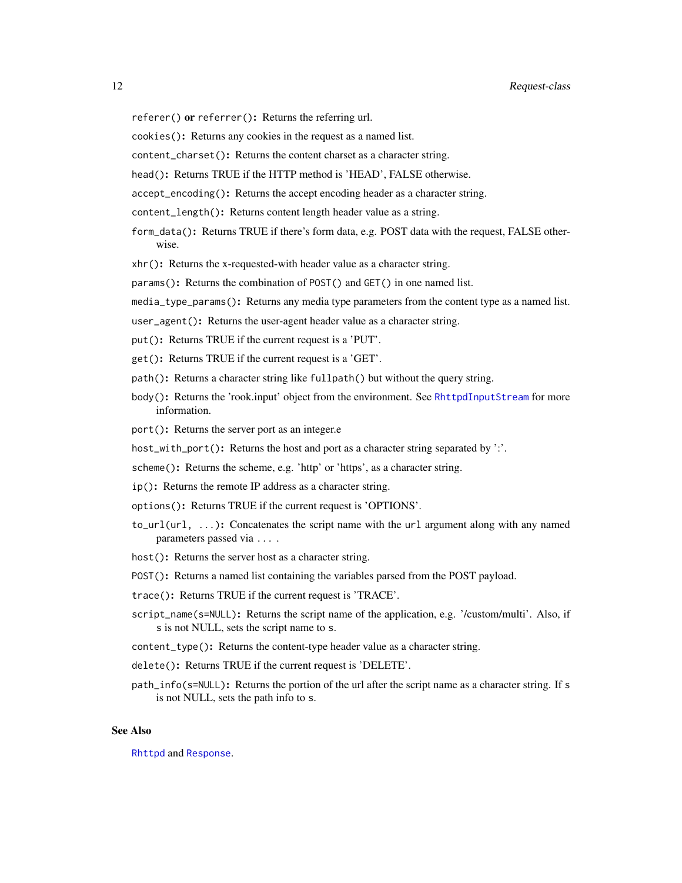`referer()` **or** `referrer()`**:** Returns the referring url.

`cookies()`**:** Returns any cookies in the request as a named list.

`content_charset()`**:** Returns the content charset as a character string.

`head()`**:** Returns TRUE if the HTTP method is 'HEAD', FALSE otherwise.

`accept_encoding()`**:** Returns the accept encoding header as a character string.

`content_length()`**:** Returns content length header value as a string.

`form_data()`**:** Returns TRUE if there's form data, e.g. POST data with the request, FALSE otherwise.

`xhr()`**:** Returns the x-requested-with header value as a character string.

`params()`**:** Returns the combination of `POST()` and `GET()` in one named list.

`media_type_params()`**:** Returns any media type parameters from the content type as a named list.

`user_agent()`**:** Returns the user-agent header value as a character string.

`put()`**:** Returns TRUE if the current request is a 'PUT'.

`get()`**:** Returns TRUE if the current request is a 'GET'.

`path()`**:** Returns a character string like `fullpath()` but without the query string.

`body()`**:** Returns the 'rook.input' object from the environment. See `RhttpdInputStream` for more information.

`port()`**:** Returns the server port as an integer.e

`host_with_port()`**:** Returns the host and port as a character string separated by ':'.

`scheme()`**:** Returns the scheme, e.g. 'http' or 'https', as a character string.

`ip()`**:** Returns the remote IP address as a character string.

`options()`**:** Returns TRUE if the current request is 'OPTIONS'.

`to_url(url, ...)`**:** Concatenates the script name with the `url` argument along with any named parameters passed via `...` .

`host()`**:** Returns the server host as a character string.

`POST()`**:** Returns a named list containing the variables parsed from the POST payload.

`trace()`**:** Returns TRUE if the current request is 'TRACE'.

`script_name(s=NULL)`**:** Returns the script name of the application, e.g. '/custom/multi'. Also, if `s` is not NULL, sets the script name to `s`.

`content_type()`**:** Returns the content-type header value as a character string.

`delete()`**:** Returns TRUE if the current request is 'DELETE'.

`path_info(s=NULL)`**:** Returns the portion of the url after the script name as a character string. If `s` is not NULL, sets the path info to `s`.

## See Also

`Rhttpd` and `Response`.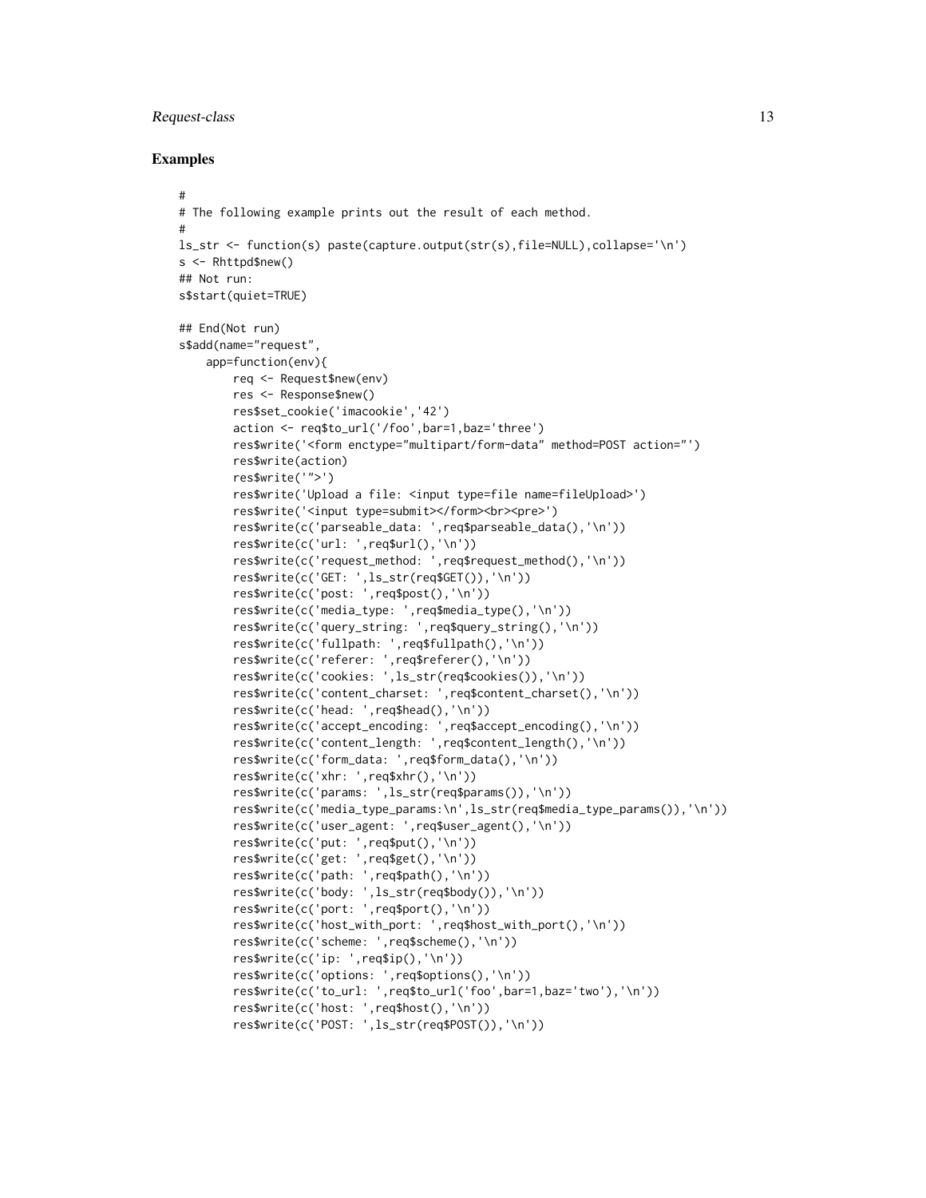## Examples

```
#
# The following example prints out the result of each method.
#
ls_str <- function(s) paste(capture.output(str(s),file=NULL),collapse='\n')
s <- Rhttpd$new()
## Not run:
s$start(quiet=TRUE)

## End(Not run)
s$add(name="request",
    app=function(env){
        req <- Request$new(env)
        res <- Response$new()
        res$set_cookie('imacookie','42')
        action <- req$to_url('/foo',bar=1,baz='three')
        res$write('<form enctype="multipart/form-data" method=POST action="')
        res$write(action)
        res$write('">')
        res$write('Upload a file: <input type=file name=fileUpload>')
        res$write('<input type=submit></form><br><pre>')
        res$write(c('parseable_data: ',req$parseable_data(),'\n'))
        res$write(c('url: ',req$url(),'\n'))
        res$write(c('request_method: ',req$request_method(),'\n'))
        res$write(c('GET: ',ls_str(req$GET()),'\n'))
        res$write(c('post: ',req$post(),'\n'))
        res$write(c('media_type: ',req$media_type(),'\n'))
        res$write(c('query_string: ',req$query_string(),'\n'))
        res$write(c('fullpath: ',req$fullpath(),'\n'))
        res$write(c('referer: ',req$referer(),'\n'))
        res$write(c('cookies: ',ls_str(req$cookies()),'\n'))
        res$write(c('content_charset: ',req$content_charset(),'\n'))
        res$write(c('head: ',req$head(),'\n'))
        res$write(c('accept_encoding: ',req$accept_encoding(),'\n'))
        res$write(c('content_length: ',req$content_length(),'\n'))
        res$write(c('form_data: ',req$form_data(),'\n'))
        res$write(c('xhr: ',req$xhr(),'\n'))
        res$write(c('params: ',ls_str(req$params()),'\n'))
        res$write(c('media_type_params:\n',ls_str(req$media_type_params()),'\n'))
        res$write(c('user_agent: ',req$user_agent(),'\n'))
        res$write(c('put: ',req$put(),'\n'))
        res$write(c('get: ',req$get(),'\n'))
        res$write(c('path: ',req$path(),'\n'))
        res$write(c('body: ',ls_str(req$body()),'\n'))
        res$write(c('port: ',req$port(),'\n'))
        res$write(c('host_with_port: ',req$host_with_port(),'\n'))
        res$write(c('scheme: ',req$scheme(),'\n'))
        res$write(c('ip: ',req$ip(),'\n'))
        res$write(c('options: ',req$options(),'\n'))
        res$write(c('to_url: ',req$to_url('foo',bar=1,baz='two'),'\n'))
        res$write(c('host: ',req$host(),'\n'))
        res$write(c('POST: ',ls_str(req$POST()),'\n'))
```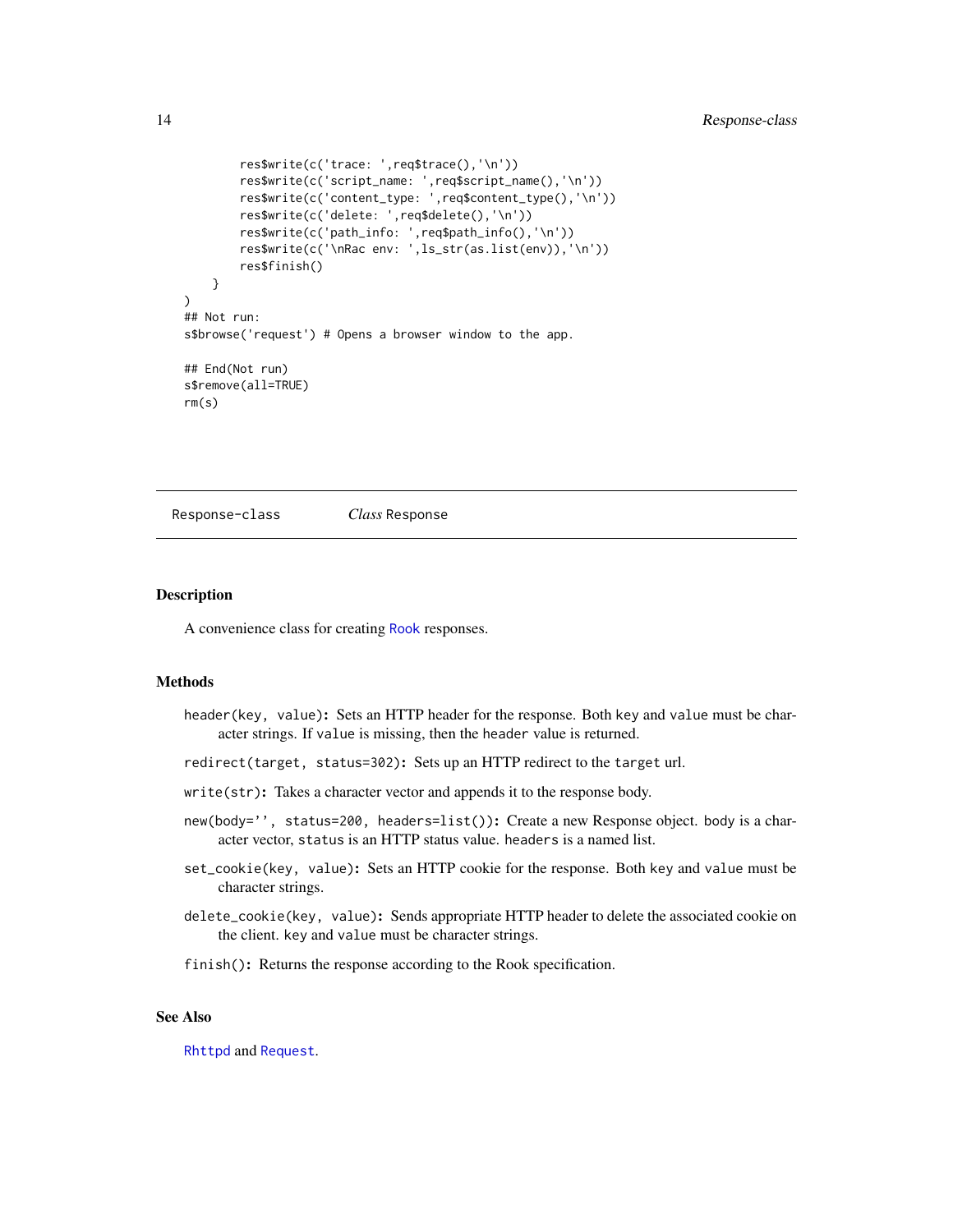```
        res$write(c('trace: ',req$trace(),'\n'))
        res$write(c('script_name: ',req$script_name(),'\n'))
        res$write(c('content_type: ',req$content_type(),'\n'))
        res$write(c('delete: ',req$delete(),'\n'))
        res$write(c('path_info: ',req$path_info(),'\n'))
        res$write(c('\nRac env: ',ls_str(as.list(env)),'\n'))
        res$finish()
    }
)
## Not run:
s$browse('request') # Opens a browser window to the app.

## End(Not run)
s$remove(all=TRUE)
rm(s)
```

---

`Response-class` *Class* `Response`

---

## Description

A convenience class for creating `Rook` responses.

## Methods

`header(key, value)`**:** Sets an HTTP header for the response. Both `key` and `value` must be character strings. If `value` is missing, then the `header` value is returned.

`redirect(target, status=302)`**:** Sets up an HTTP redirect to the `target` url.

`write(str)`**:** Takes a character vector and appends it to the response body.

`new(body='', status=200, headers=list())`**:** Create a new Response object. `body` is a character vector, `status` is an HTTP status value. `headers` is a named list.

`set_cookie(key, value)`**:** Sets an HTTP cookie for the response. Both `key` and `value` must be character strings.

`delete_cookie(key, value)`**:** Sends appropriate HTTP header to delete the associated cookie on the client. `key` and `value` must be character strings.

`finish()`**:** Returns the response according to the Rook specification.

## See Also

`Rhttpd` and `Request`.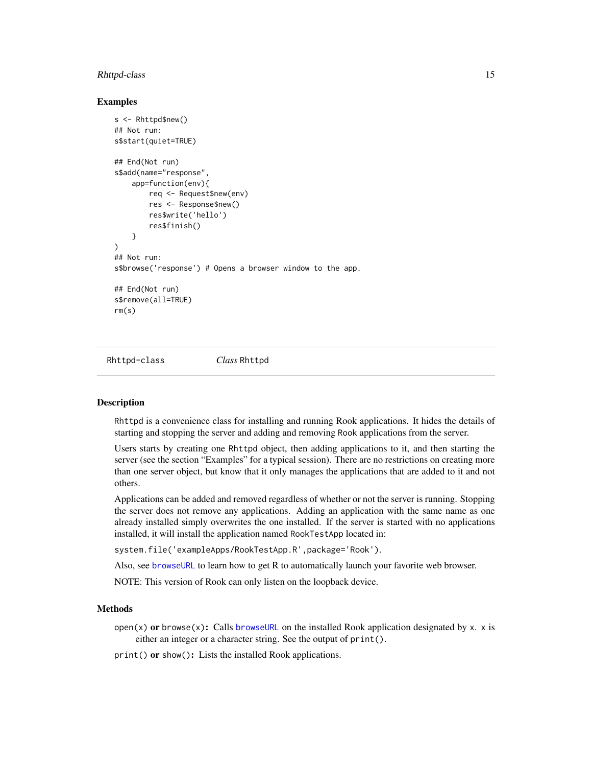### Examples

```
s <- Rhttpd$new()
## Not run:
s$start(quiet=TRUE)

## End(Not run)
s$add(name="response",
    app=function(env){
        req <- Request$new(env)
        res <- Response$new()
        res$write('hello')
        res$finish()
    }
)
## Not run:
s$browse('response') # Opens a browser window to the app.

## End(Not run)
s$remove(all=TRUE)
rm(s)
```

---

## Rhttpd-class *Class* Rhttpd

### Description

Rhttpd is a convenience class for installing and running Rook applications. It hides the details of starting and stopping the server and adding and removing Rook applications from the server.

Users starts by creating one Rhttpd object, then adding applications to it, and then starting the server (see the section "Examples" for a typical session). There are no restrictions on creating more than one server object, but know that it only manages the applications that are added to it and not others.

Applications can be added and removed regardless of whether or not the server is running. Stopping the server does not remove any applications. Adding an application with the same name as one already installed simply overwrites the one installed. If the server is started with no applications installed, it will install the application named RookTestApp located in:

`system.file('exampleApps/RookTestApp.R',package='Rook')`.

Also, see browseURL to learn how to get R to automatically launch your favorite web browser.

NOTE: This version of Rook can only listen on the loopback device.

### Methods

**`open(x)` or `browse(x)`:** Calls browseURL on the installed Rook application designated by `x`. `x` is either an integer or a character string. See the output of `print()`.

**`print()` or `show()`:** Lists the installed Rook applications.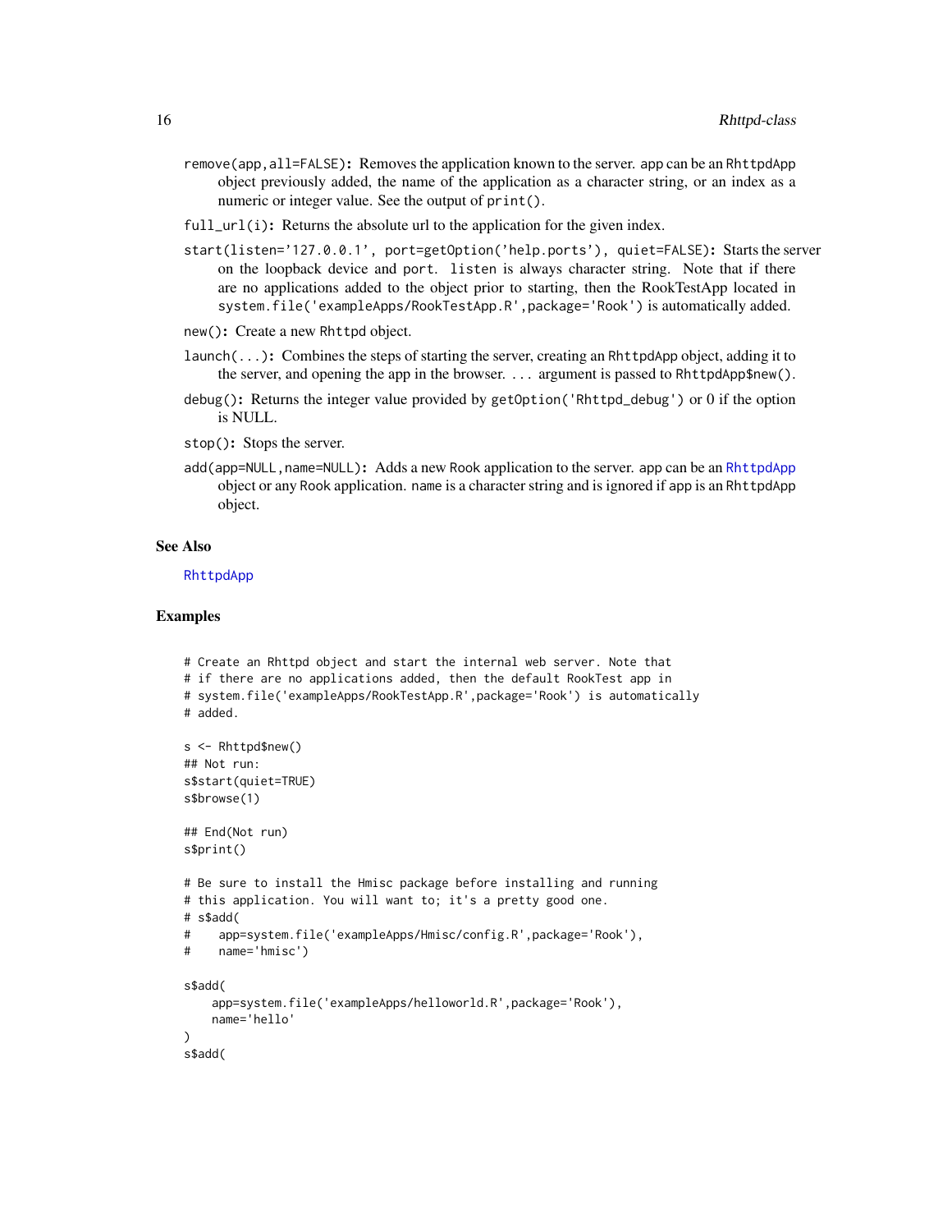`remove(app,all=FALSE)`: Removes the application known to the server. `app` can be an `RhttpdApp` object previously added, the name of the application as a character string, or an index as a numeric or integer value. See the output of `print()`.

`full_url(i)`: Returns the absolute url to the application for the given index.

`start(listen='127.0.0.1', port=getOption('help.ports'), quiet=FALSE)`: Starts the server on the loopback device and `port`. `listen` is always character string. Note that if there are no applications added to the object prior to starting, then the RookTestApp located in `system.file('exampleApps/RookTestApp.R',package='Rook')` is automatically added.

`new()`: Create a new `Rhttpd` object.

`launch(...)`: Combines the steps of starting the server, creating an `RhttpdApp` object, adding it to the server, and opening the app in the browser. `...` argument is passed to `RhttpdApp$new()`.

`debug()`: Returns the integer value provided by `getOption('Rhttpd_debug')` or 0 if the option is NULL.

`stop()`: Stops the server.

`add(app=NULL,name=NULL)`: Adds a new `Rook` application to the server. `app` can be an `RhttpdApp` object or any `Rook` application. `name` is a character string and is ignored if `app` is an `RhttpdApp` object.

## See Also

`RhttpdApp`

## Examples

```
# Create an Rhttpd object and start the internal web server. Note that
# if there are no applications added, then the default RookTest app in
# system.file('exampleApps/RookTestApp.R',package='Rook') is automatically
# added.

s <- Rhttpd$new()
## Not run:
s$start(quiet=TRUE)
s$browse(1)

## End(Not run)
s$print()

# Be sure to install the Hmisc package before installing and running
# this application. You will want to; it's a pretty good one.
# s$add(
#    app=system.file('exampleApps/Hmisc/config.R',package='Rook'),
#    name='hmisc')

s$add(
    app=system.file('exampleApps/helloworld.R',package='Rook'),
    name='hello'
)
s$add(
```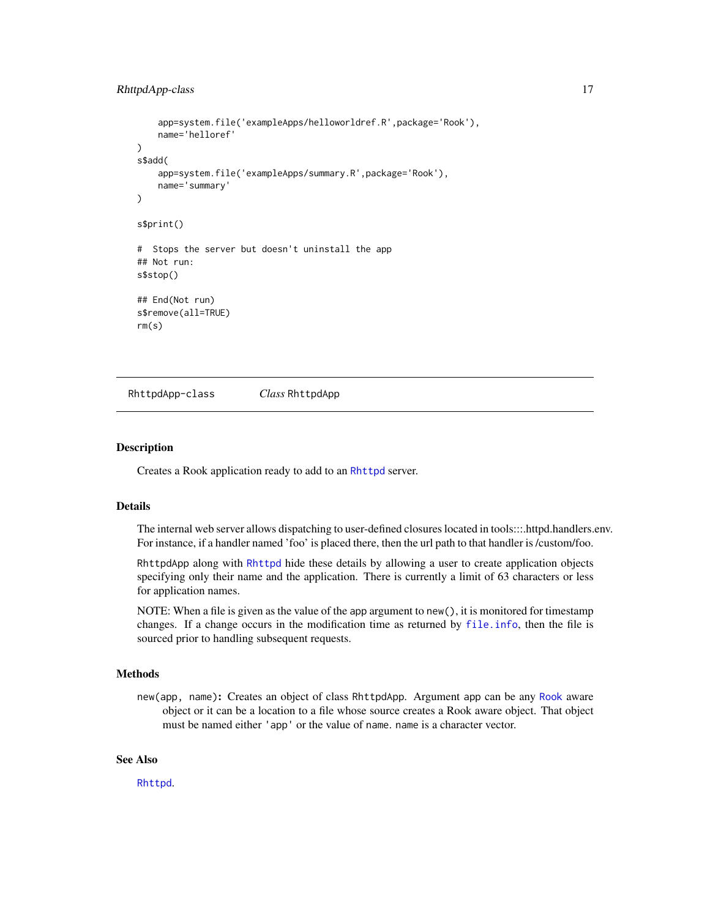```
    app=system.file('exampleApps/helloworldref.R',package='Rook'),
    name='helloref'
)
s$add(
    app=system.file('exampleApps/summary.R',package='Rook'),
    name='summary'
)

s$print()

#  Stops the server but doesn't uninstall the app
## Not run:
s$stop()

## End(Not run)
s$remove(all=TRUE)
rm(s)
```

## RhttpdApp-class    *Class* RhttpdApp

### Description

Creates a Rook application ready to add to an Rhttpd server.

### Details

The internal web server allows dispatching to user-defined closures located in tools:::.httpd.handlers.env. For instance, if a handler named 'foo' is placed there, then the url path to that handler is /custom/foo.

RhttpdApp along with Rhttpd hide these details by allowing a user to create application objects specifying only their name and the application. There is currently a limit of 63 characters or less for application names.

NOTE: When a file is given as the value of the app argument to new(), it is monitored for timestamp changes. If a change occurs in the modification time as returned by file.info, then the file is sourced prior to handling subsequent requests.

### Methods

**new(app, name):** Creates an object of class RhttpdApp. Argument app can be any Rook aware object or it can be a location to a file whose source creates a Rook aware object. That object must be named either 'app' or the value of name. name is a character vector.

### See Also

Rhttpd.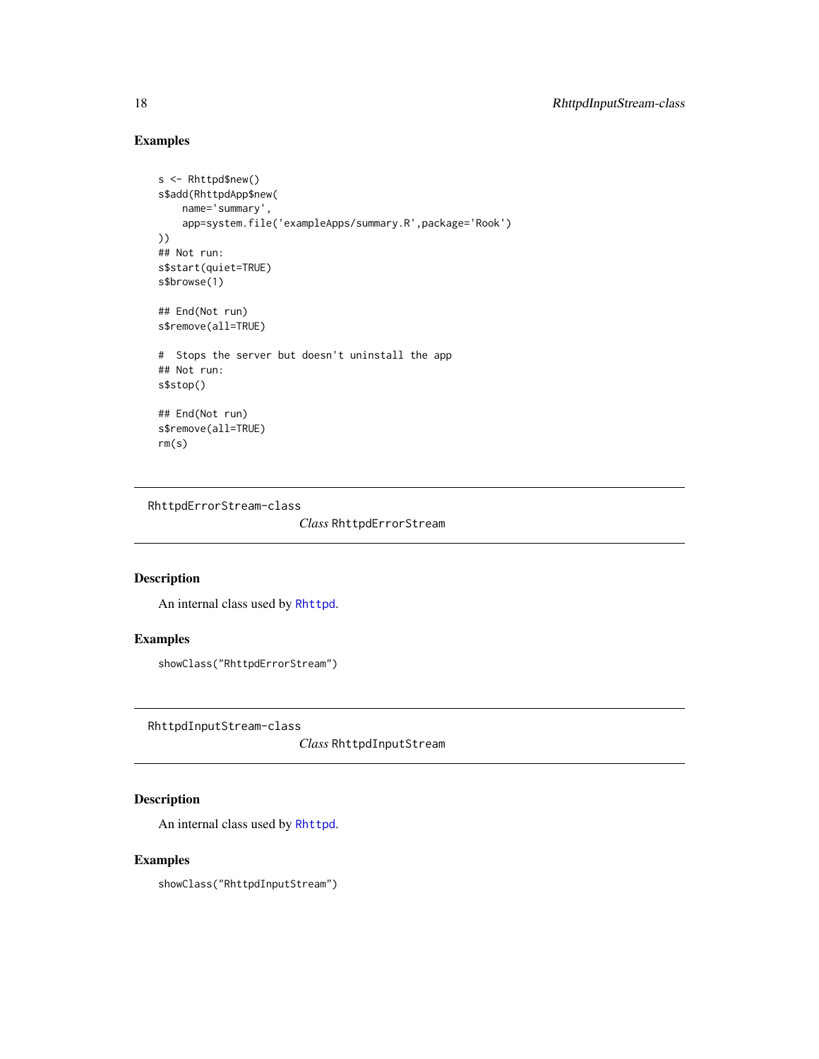### Examples

```
s <- Rhttpd$new()
s$add(RhttpdApp$new(
    name='summary',
    app=system.file('exampleApps/summary.R',package='Rook')
))
## Not run:
s$start(quiet=TRUE)
s$browse(1)

## End(Not run)
s$remove(all=TRUE)

#  Stops the server but doesn't uninstall the app
## Not run:
s$stop()

## End(Not run)
s$remove(all=TRUE)
rm(s)
```

---

RhttpdErrorStream-class

*Class* `RhttpdErrorStream`

---

### Description

An internal class used by `Rhttpd`.

### Examples

```
showClass("RhttpdErrorStream")
```

---

RhttpdInputStream-class

*Class* `RhttpdInputStream`

---

### Description

An internal class used by `Rhttpd`.

### Examples

```
showClass("RhttpdInputStream")
```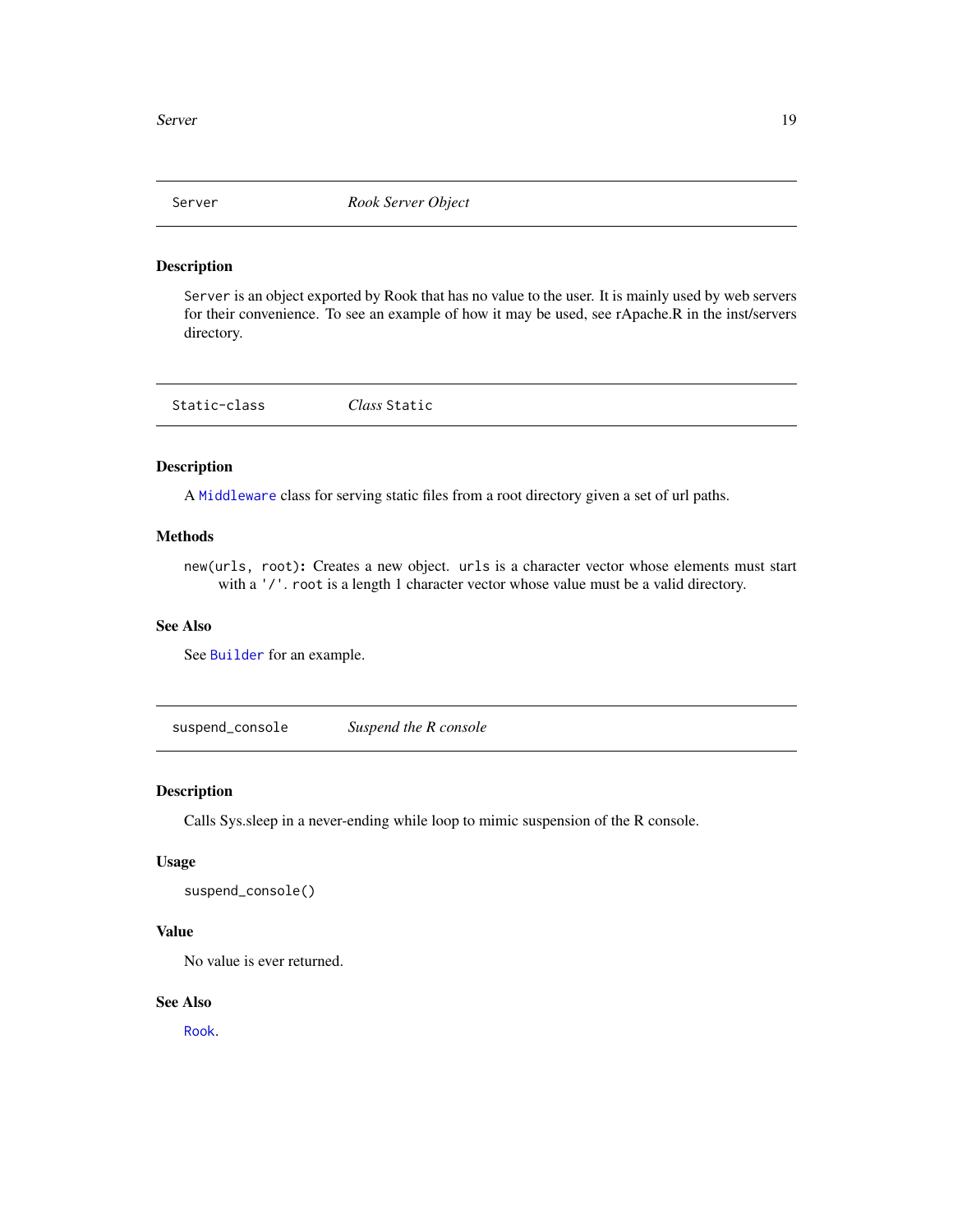## Server — *Rook Server Object*

### Description

`Server` is an object exported by Rook that has no value to the user. It is mainly used by web servers for their convenience. To see an example of how it may be used, see rApache.R in the inst/servers directory.

## Static-class — *Class* `Static`

### Description

A `Middleware` class for serving static files from a root directory given a set of url paths.

### Methods

`new(urls, root)`**:** Creates a new object. `urls` is a character vector whose elements must start with a `'/'`. `root` is a length 1 character vector whose value must be a valid directory.

### See Also

See `Builder` for an example.

## suspend_console — *Suspend the R console*

### Description

Calls Sys.sleep in a never-ending while loop to mimic suspension of the R console.

### Usage

```
suspend_console()
```

### Value

No value is ever returned.

### See Also

`Rook`.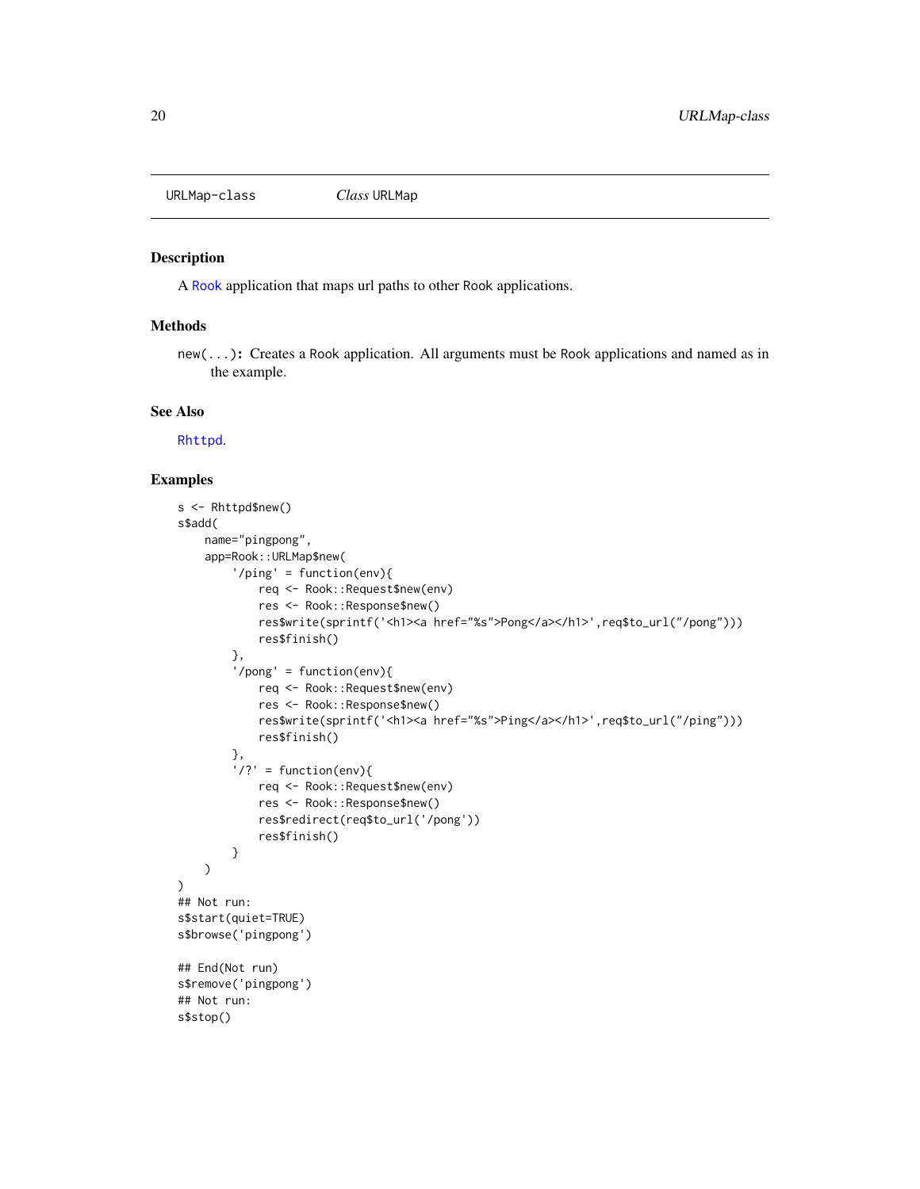URLMap-class    *Class* URLMap

## Description

A Rook application that maps url paths to other Rook applications.

## Methods

new(...): Creates a Rook application. All arguments must be Rook applications and named as in the example.

## See Also

Rhttpd.

## Examples

```
s <- Rhttpd$new()
s$add(
    name="pingpong",
    app=Rook::URLMap$new(
        '/ping' = function(env){
            req <- Rook::Request$new(env)
            res <- Rook::Response$new()
            res$write(sprintf('<h1><a href="%s">Pong</a></h1>',req$to_url("/pong")))
            res$finish()
        },
        '/pong' = function(env){
            req <- Rook::Request$new(env)
            res <- Rook::Response$new()
            res$write(sprintf('<h1><a href="%s">Ping</a></h1>',req$to_url("/ping")))
            res$finish()
        },
        '/?' = function(env){
            req <- Rook::Request$new(env)
            res <- Rook::Response$new()
            res$redirect(req$to_url('/pong'))
            res$finish()
        }
    )
)
## Not run:
s$start(quiet=TRUE)
s$browse('pingpong')

## End(Not run)
s$remove('pingpong')
## Not run:
s$stop()
```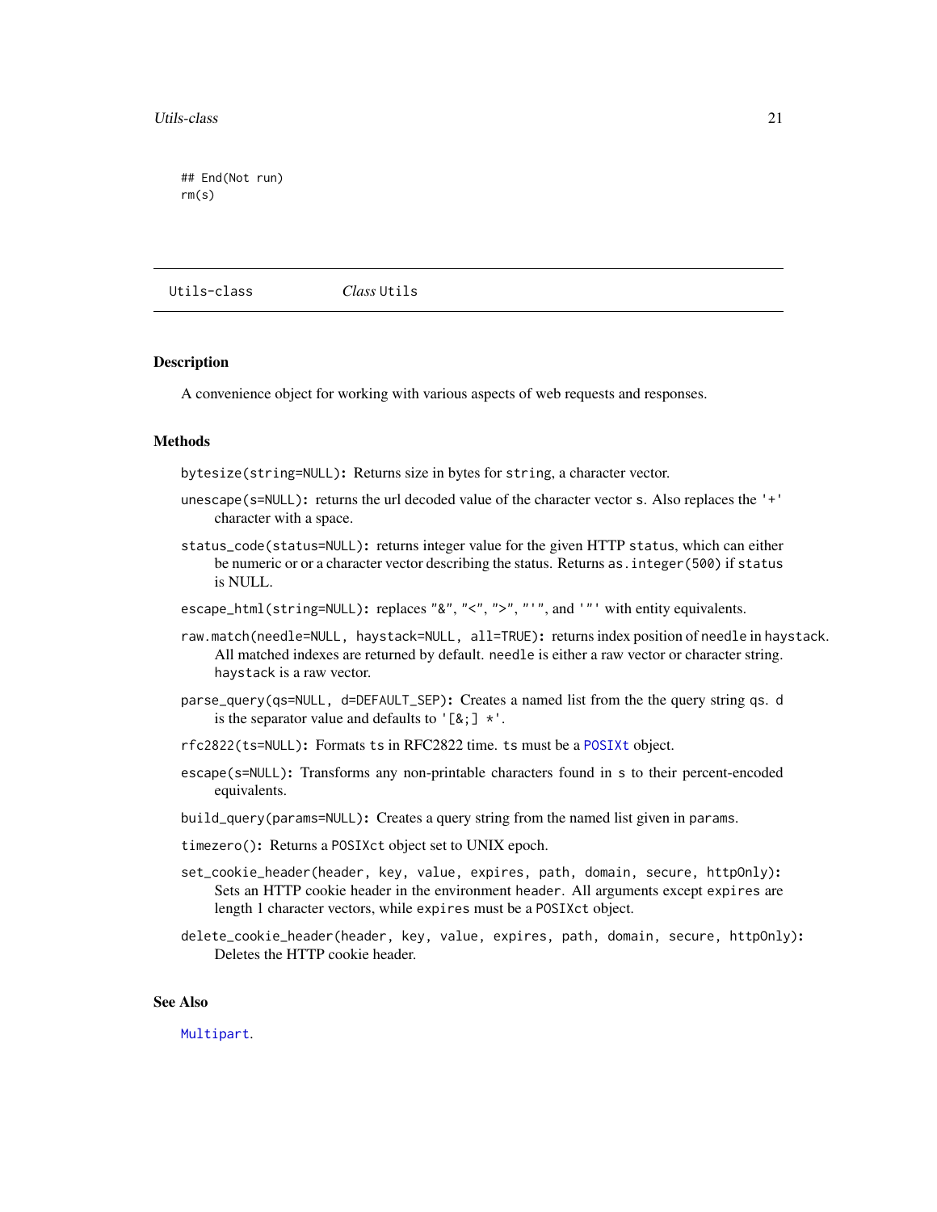```
## End(Not run)
rm(s)
```

---

Utils-class *Class* Utils

---

### Description

A convenience object for working with various aspects of web requests and responses.

### Methods

**bytesize(string=NULL):** Returns size in bytes for string, a character vector.

**unescape(s=NULL):** returns the url decoded value of the character vector s. Also replaces the '+' character with a space.

**status_code(status=NULL):** returns integer value for the given HTTP status, which can either be numeric or or a character vector describing the status. Returns as.integer(500) if status is NULL.

**escape_html(string=NULL):** replaces "&", "<", ">", "'", and '"' with entity equivalents.

**raw.match(needle=NULL, haystack=NULL, all=TRUE):** returns index position of needle in haystack. All matched indexes are returned by default. needle is either a raw vector or character string. haystack is a raw vector.

**parse_query(qs=NULL, d=DEFAULT_SEP):** Creates a named list from the the query string qs. d is the separator value and defaults to '[&;] *'.

**rfc2822(ts=NULL):** Formats ts in RFC2822 time. ts must be a POSIXt object.

**escape(s=NULL):** Transforms any non-printable characters found in s to their percent-encoded equivalents.

**build_query(params=NULL):** Creates a query string from the named list given in params.

**timezero():** Returns a POSIXct object set to UNIX epoch.

**set_cookie_header(header, key, value, expires, path, domain, secure, httpOnly):** Sets an HTTP cookie header in the environment header. All arguments except expires are length 1 character vectors, while expires must be a POSIXct object.

**delete_cookie_header(header, key, value, expires, path, domain, secure, httpOnly):** Deletes the HTTP cookie header.

### See Also

Multipart.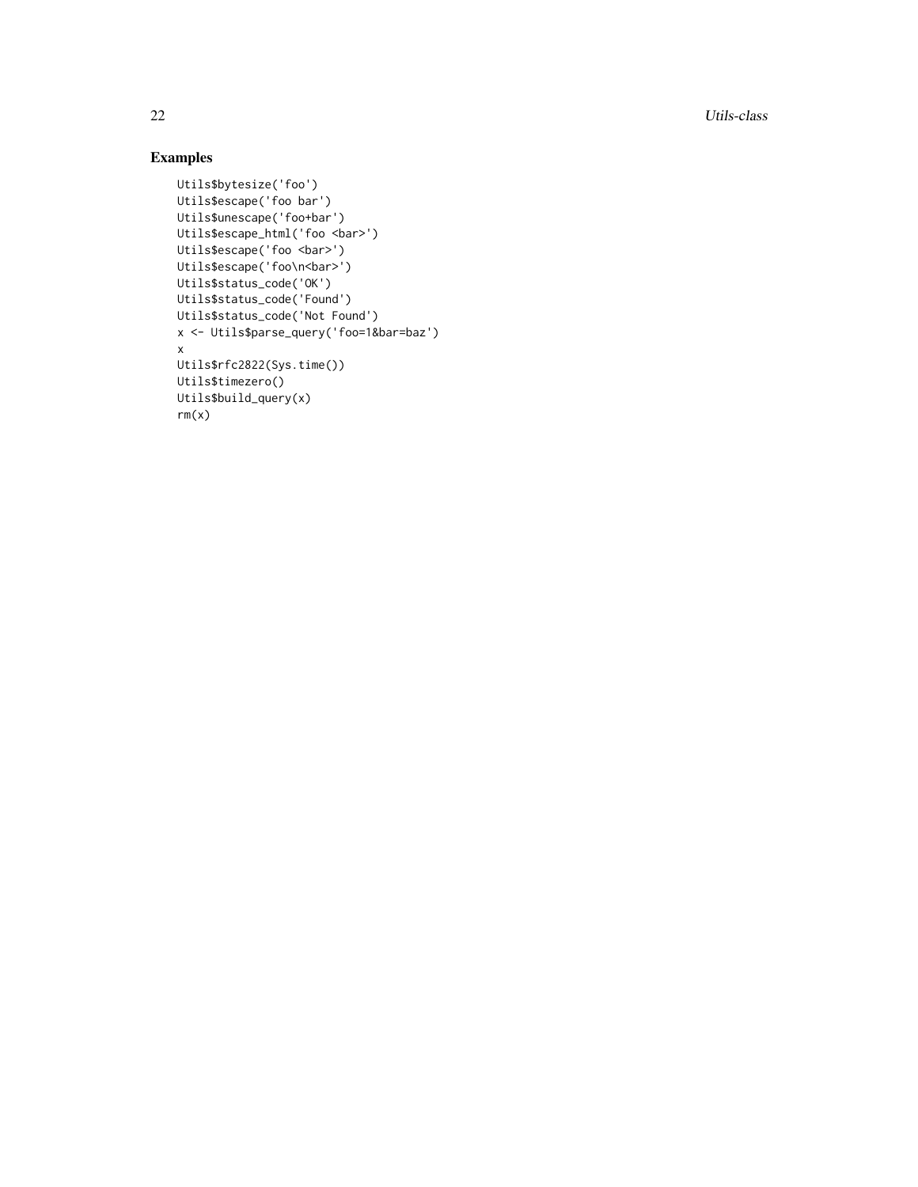## Examples

```
Utils$bytesize('foo')
Utils$escape('foo bar')
Utils$unescape('foo+bar')
Utils$escape_html('foo <bar>')
Utils$escape('foo <bar>')
Utils$escape('foo\n<bar>')
Utils$status_code('OK')
Utils$status_code('Found')
Utils$status_code('Not Found')
x <- Utils$parse_query('foo=1&bar=baz')
x
Utils$rfc2822(Sys.time())
Utils$timezero()
Utils$build_query(x)
rm(x)
```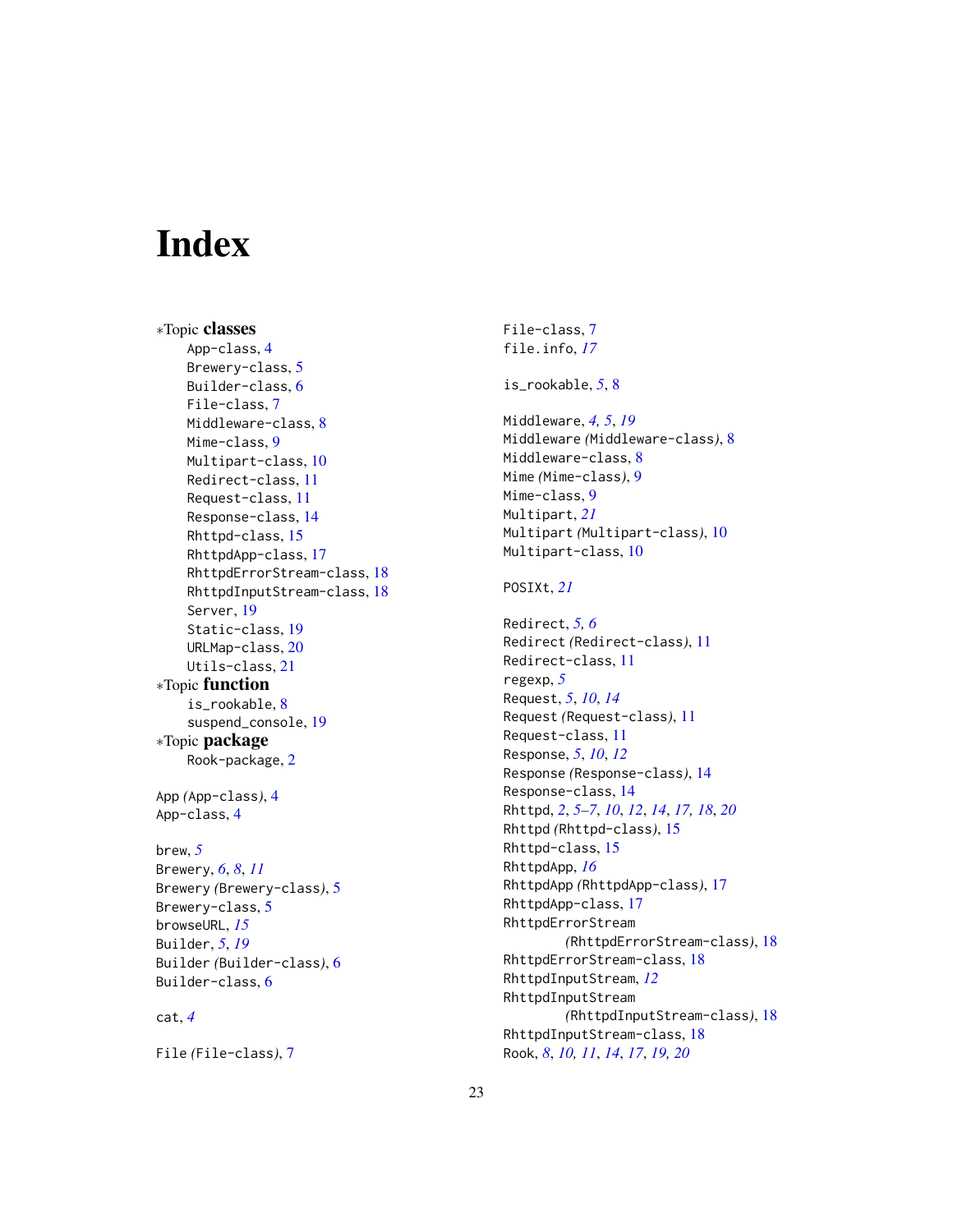# Index

∗Topic **classes**
- App-class, 4
- Brewery-class, 5
- Builder-class, 6
- File-class, 7
- Middleware-class, 8
- Mime-class, 9
- Multipart-class, 10
- Redirect-class, 11
- Request-class, 11
- Response-class, 14
- Rhttpd-class, 15
- RhttpdApp-class, 17
- RhttpdErrorStream-class, 18
- RhttpdInputStream-class, 18
- Server, 19
- Static-class, 19
- URLMap-class, 20
- Utils-class, 21

∗Topic **function**
- is_rookable, 8
- suspend_console, 19

∗Topic **package**
- Rook-package, 2

App *(App-class)*, 4
App-class, 4

brew, *5*
Brewery, *6*, *8*, *11*
Brewery *(Brewery-class)*, 5
Brewery-class, 5
browseURL, *15*
Builder, *5*, *19*
Builder *(Builder-class)*, 6
Builder-class, 6

cat, *4*

File *(File-class)*, 7
File-class, 7
file.info, *17*

is_rookable, *5*, 8

Middleware, *4, 5*, *19*
Middleware *(Middleware-class)*, 8
Middleware-class, 8
Mime *(Mime-class)*, 9
Mime-class, 9
Multipart, *21*
Multipart *(Multipart-class)*, 10
Multipart-class, 10

POSIXt, *21*

Redirect, *5, 6*
Redirect *(Redirect-class)*, 11
Redirect-class, 11
regexp, *5*
Request, *5*, *10*, *14*
Request *(Request-class)*, 11
Request-class, 11
Response, *5*, *10*, *12*
Response *(Response-class)*, 14
Response-class, 14
Rhttpd, *2*, *5–7*, *10*, *12*, *14*, *17, 18*, *20*
Rhttpd *(Rhttpd-class)*, 15
Rhttpd-class, 15
RhttpdApp, *16*
RhttpdApp *(RhttpdApp-class)*, 17
RhttpdApp-class, 17
RhttpdErrorStream *(RhttpdErrorStream-class)*, 18
RhttpdErrorStream-class, 18
RhttpdInputStream, *12*
RhttpdInputStream *(RhttpdInputStream-class)*, 18
RhttpdInputStream-class, 18
Rook, *8*, *10, 11*, *14*, *17*, *19, 20*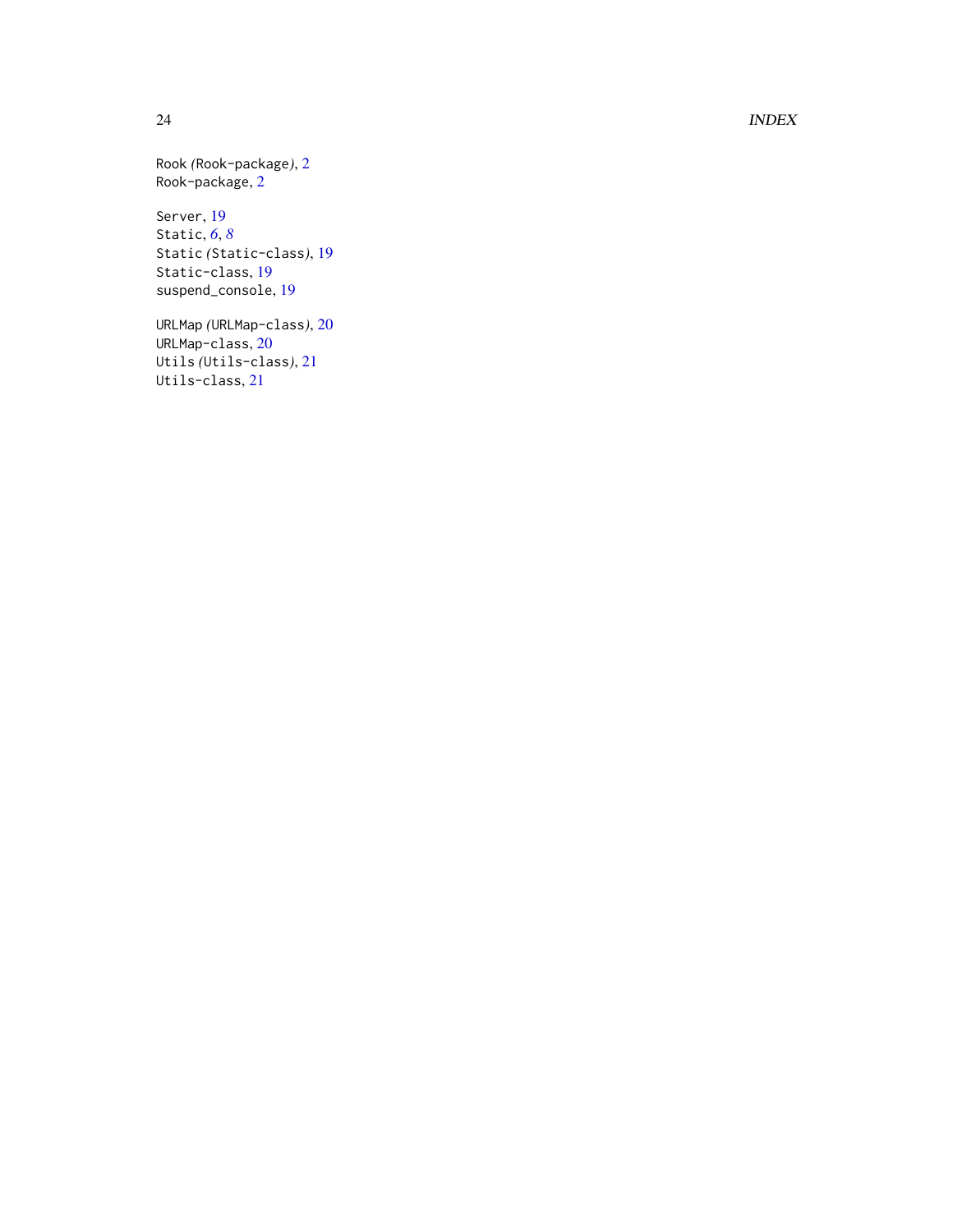Rook *(*Rook-package*)*, 2
Rook-package, 2

Server, 19
Static, *6*, *8*
Static *(*Static-class*)*, 19
Static-class, 19
suspend_console, 19

URLMap *(*URLMap-class*)*, 20
URLMap-class, 20
Utils *(*Utils-class*)*, 21
Utils-class, 21